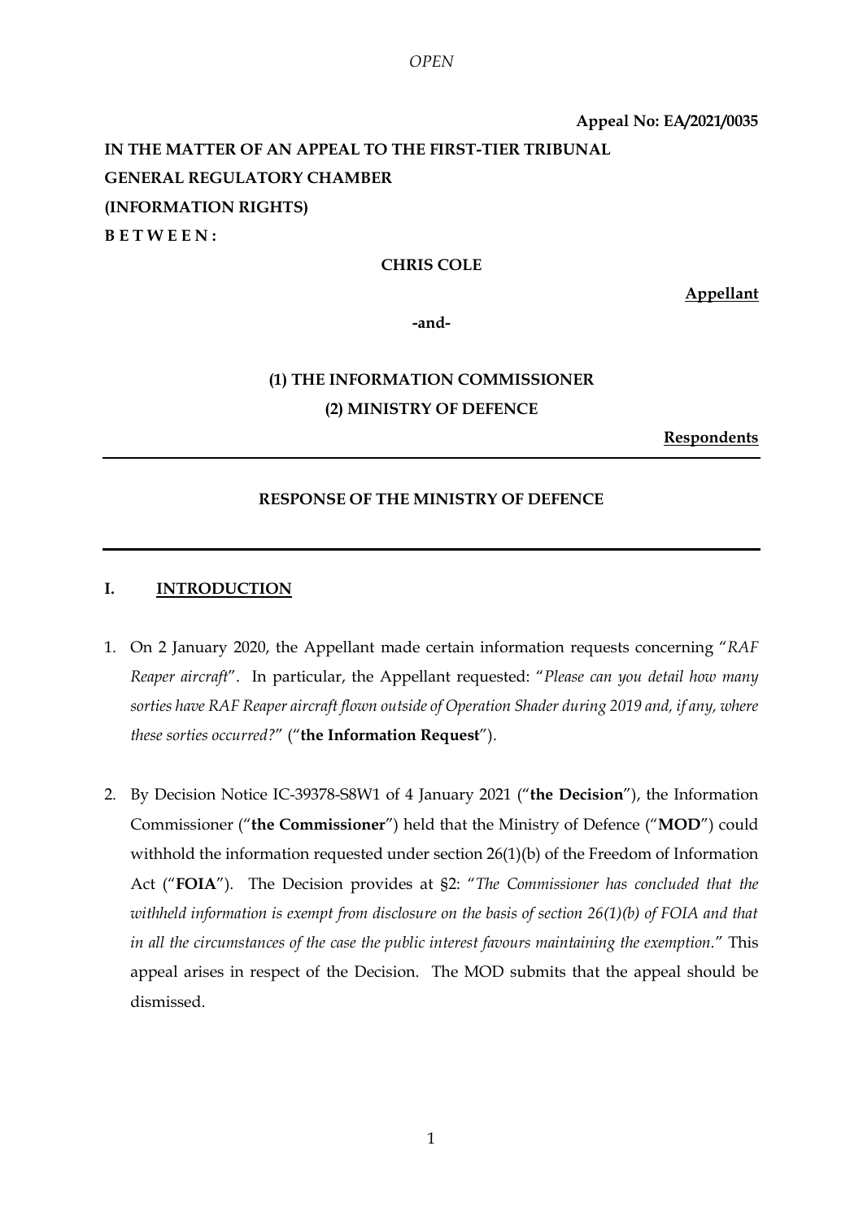*OPEN*

**Appeal No: EA/2021/0035**

**IN THE MATTER OF AN APPEAL TO THE FIRST-TIER TRIBUNAL**
**GENERAL REGULATORY CHAMBER**
**(INFORMATION RIGHTS)**
**B E T W E E N :**

**CHRIS COLE**

**Appellant**

**-and-**

**(1) THE INFORMATION COMMISSIONER**
**(2) MINISTRY OF DEFENCE**

**Respondents**

---

**RESPONSE OF THE MINISTRY OF DEFENCE**

---

## I. INTRODUCTION

1. On 2 January 2020, the Appellant made certain information requests concerning "*RAF Reaper aircraft*". In particular, the Appellant requested: "*Please can you detail how many sorties have RAF Reaper aircraft flown outside of Operation Shader during 2019 and, if any, where these sorties occurred?*" ("**the Information Request**").

2. By Decision Notice IC-39378-S8W1 of 4 January 2021 ("**the Decision**"), the Information Commissioner ("**the Commissioner**") held that the Ministry of Defence ("**MOD**") could withhold the information requested under section 26(1)(b) of the Freedom of Information Act ("**FOIA**"). The Decision provides at §2: "*The Commissioner has concluded that the withheld information is exempt from disclosure on the basis of section 26(1)(b) of FOIA and that in all the circumstances of the case the public interest favours maintaining the exemption.*" This appeal arises in respect of the Decision. The MOD submits that the appeal should be dismissed.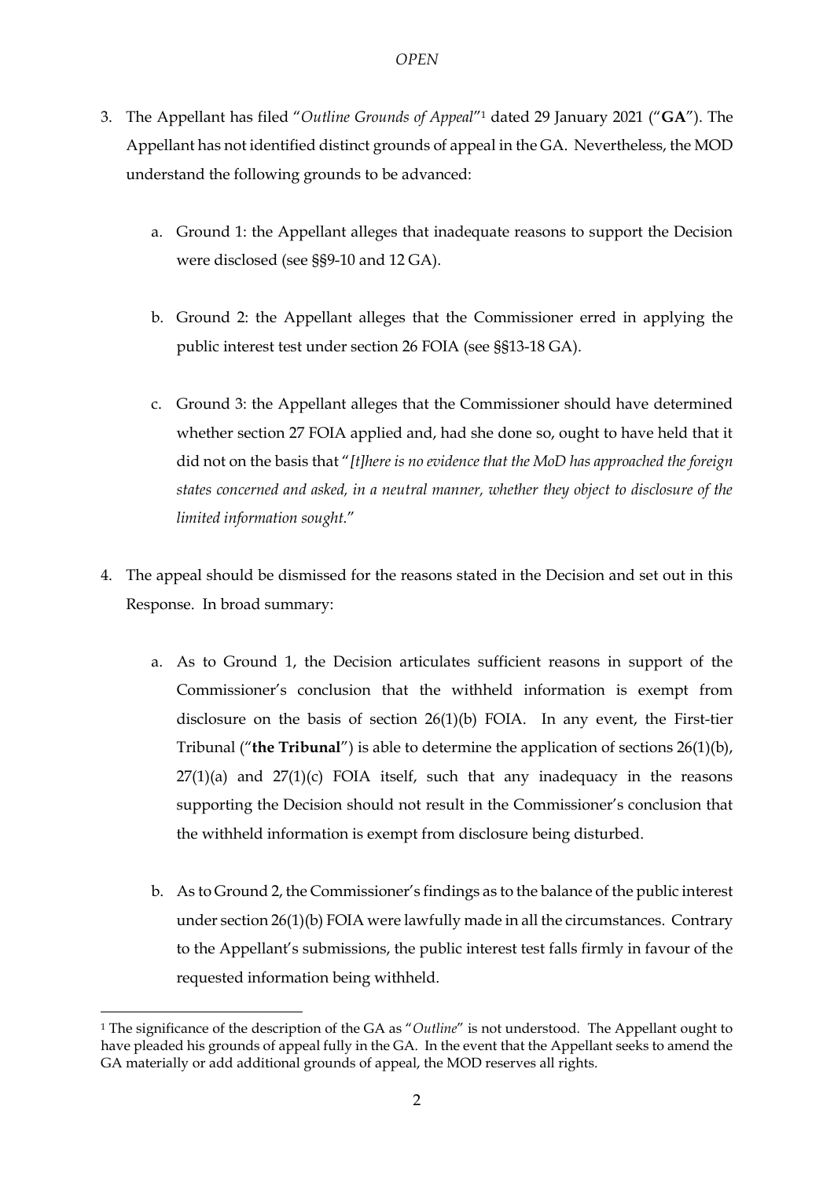3. The Appellant has filed "*Outline Grounds of Appeal*"[1] dated 29 January 2021 ("**GA**"). The Appellant has not identified distinct grounds of appeal in the GA. Nevertheless, the MOD understand the following grounds to be advanced:

   a. Ground 1: the Appellant alleges that inadequate reasons to support the Decision were disclosed (see §§9-10 and 12 GA).

   b. Ground 2: the Appellant alleges that the Commissioner erred in applying the public interest test under section 26 FOIA (see §§13-18 GA).

   c. Ground 3: the Appellant alleges that the Commissioner should have determined whether section 27 FOIA applied and, had she done so, ought to have held that it did not on the basis that "*[t]here is no evidence that the MoD has approached the foreign states concerned and asked, in a neutral manner, whether they object to disclosure of the limited information sought.*"

4. The appeal should be dismissed for the reasons stated in the Decision and set out in this Response. In broad summary:

   a. As to Ground 1, the Decision articulates sufficient reasons in support of the Commissioner's conclusion that the withheld information is exempt from disclosure on the basis of section 26(1)(b) FOIA. In any event, the First-tier Tribunal ("**the Tribunal**") is able to determine the application of sections 26(1)(b), 27(1)(a) and 27(1)(c) FOIA itself, such that any inadequacy in the reasons supporting the Decision should not result in the Commissioner's conclusion that the withheld information is exempt from disclosure being disturbed.

   b. As to Ground 2, the Commissioner's findings as to the balance of the public interest under section 26(1)(b) FOIA were lawfully made in all the circumstances. Contrary to the Appellant's submissions, the public interest test falls firmly in favour of the requested information being withheld.

---

[1] The significance of the description of the GA as "*Outline*" is not understood. The Appellant ought to have pleaded his grounds of appeal fully in the GA. In the event that the Appellant seeks to amend the GA materially or add additional grounds of appeal, the MOD reserves all rights.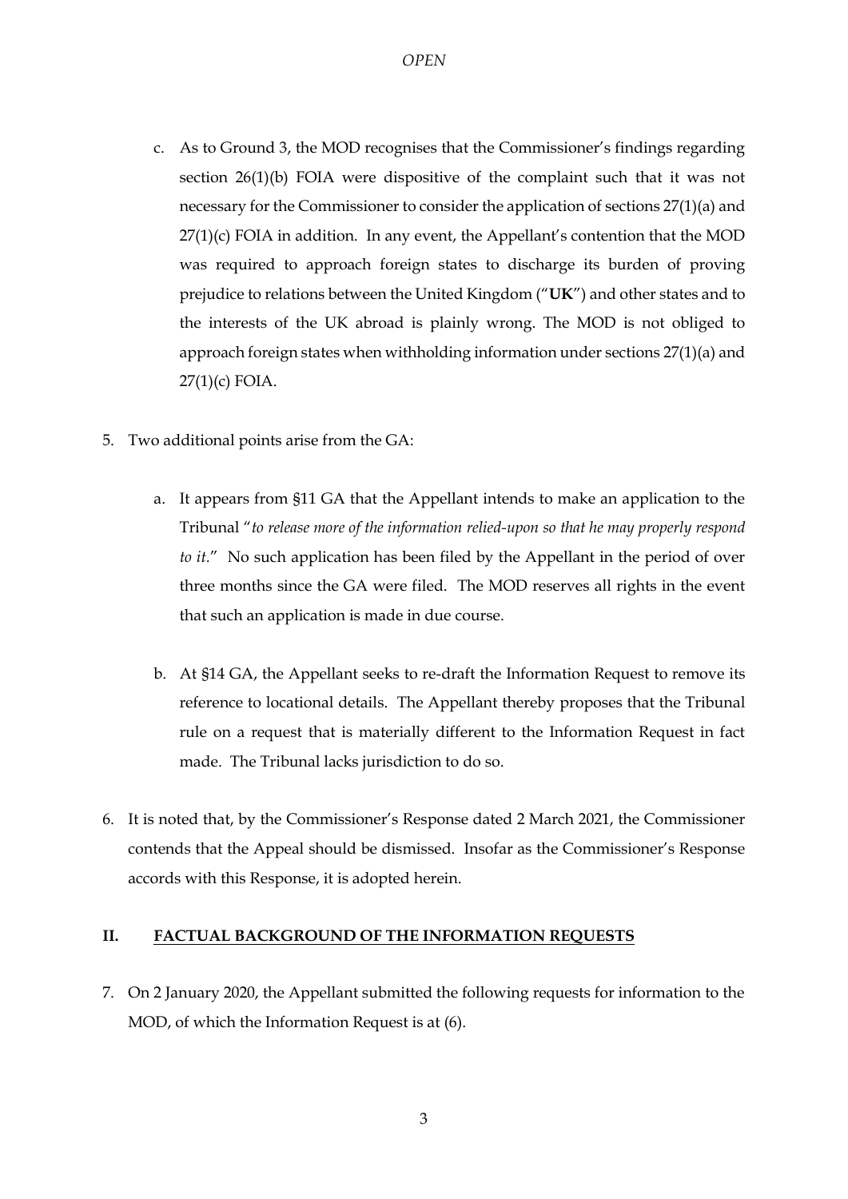c. As to Ground 3, the MOD recognises that the Commissioner's findings regarding section 26(1)(b) FOIA were dispositive of the complaint such that it was not necessary for the Commissioner to consider the application of sections 27(1)(a) and 27(1)(c) FOIA in addition. In any event, the Appellant's contention that the MOD was required to approach foreign states to discharge its burden of proving prejudice to relations between the United Kingdom ("**UK**") and other states and to the interests of the UK abroad is plainly wrong. The MOD is not obliged to approach foreign states when withholding information under sections 27(1)(a) and 27(1)(c) FOIA.

5. Two additional points arise from the GA:

   a. It appears from §11 GA that the Appellant intends to make an application to the Tribunal "*to release more of the information relied-upon so that he may properly respond to it.*" No such application has been filed by the Appellant in the period of over three months since the GA were filed. The MOD reserves all rights in the event that such an application is made in due course.

   b. At §14 GA, the Appellant seeks to re-draft the Information Request to remove its reference to locational details. The Appellant thereby proposes that the Tribunal rule on a request that is materially different to the Information Request in fact made. The Tribunal lacks jurisdiction to do so.

6. It is noted that, by the Commissioner's Response dated 2 March 2021, the Commissioner contends that the Appeal should be dismissed. Insofar as the Commissioner's Response accords with this Response, it is adopted herein.

## II. FACTUAL BACKGROUND OF THE INFORMATION REQUESTS

7. On 2 January 2020, the Appellant submitted the following requests for information to the MOD, of which the Information Request is at (6).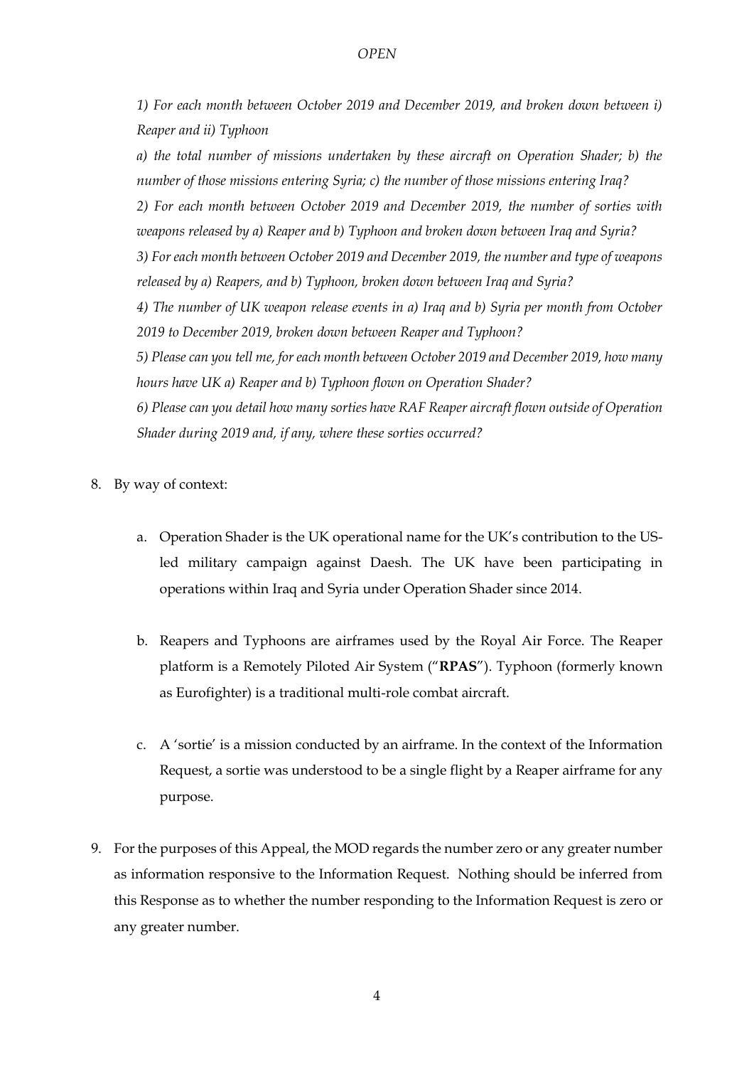*1) For each month between October 2019 and December 2019, and broken down between i) Reaper and ii) Typhoon*

*a) the total number of missions undertaken by these aircraft on Operation Shader; b) the number of those missions entering Syria; c) the number of those missions entering Iraq?*

*2) For each month between October 2019 and December 2019, the number of sorties with weapons released by a) Reaper and b) Typhoon and broken down between Iraq and Syria?*

*3) For each month between October 2019 and December 2019, the number and type of weapons released by a) Reapers, and b) Typhoon, broken down between Iraq and Syria?*

*4) The number of UK weapon release events in a) Iraq and b) Syria per month from October 2019 to December 2019, broken down between Reaper and Typhoon?*

*5) Please can you tell me, for each month between October 2019 and December 2019, how many hours have UK a) Reaper and b) Typhoon flown on Operation Shader?*

*6) Please can you detail how many sorties have RAF Reaper aircraft flown outside of Operation Shader during 2019 and, if any, where these sorties occurred?*

8. By way of context:

    a. Operation Shader is the UK operational name for the UK's contribution to the US-led military campaign against Daesh. The UK have been participating in operations within Iraq and Syria under Operation Shader since 2014.

    b. Reapers and Typhoons are airframes used by the Royal Air Force. The Reaper platform is a Remotely Piloted Air System ("**RPAS**"). Typhoon (formerly known as Eurofighter) is a traditional multi-role combat aircraft.

    c. A 'sortie' is a mission conducted by an airframe. In the context of the Information Request, a sortie was understood to be a single flight by a Reaper airframe for any purpose.

9. For the purposes of this Appeal, the MOD regards the number zero or any greater number as information responsive to the Information Request. Nothing should be inferred from this Response as to whether the number responding to the Information Request is zero or any greater number.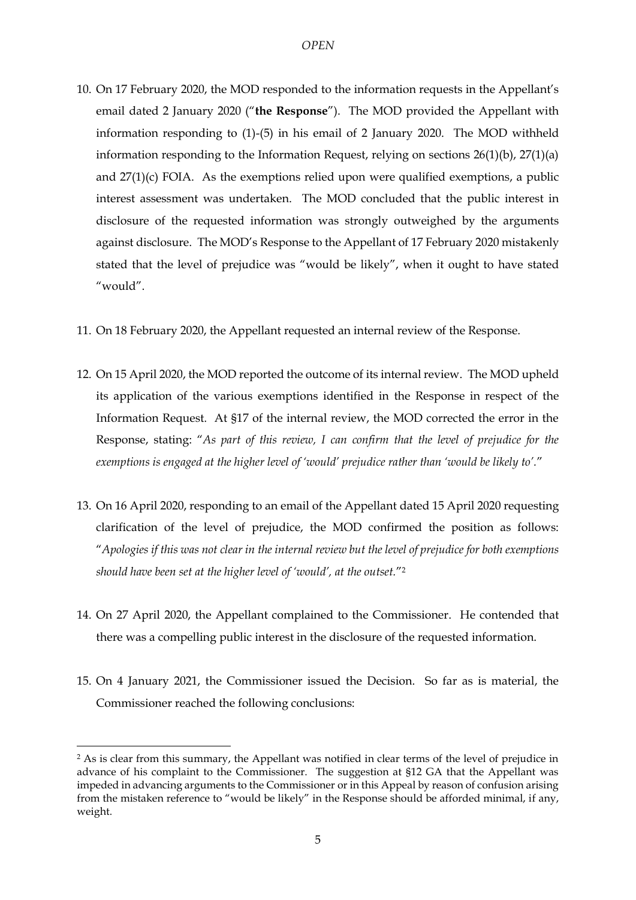10. On 17 February 2020, the MOD responded to the information requests in the Appellant's email dated 2 January 2020 ("**the Response**"). The MOD provided the Appellant with information responding to (1)-(5) in his email of 2 January 2020. The MOD withheld information responding to the Information Request, relying on sections 26(1)(b), 27(1)(a) and 27(1)(c) FOIA. As the exemptions relied upon were qualified exemptions, a public interest assessment was undertaken. The MOD concluded that the public interest in disclosure of the requested information was strongly outweighed by the arguments against disclosure. The MOD's Response to the Appellant of 17 February 2020 mistakenly stated that the level of prejudice was "would be likely", when it ought to have stated "would".

11. On 18 February 2020, the Appellant requested an internal review of the Response.

12. On 15 April 2020, the MOD reported the outcome of its internal review. The MOD upheld its application of the various exemptions identified in the Response in respect of the Information Request. At §17 of the internal review, the MOD corrected the error in the Response, stating: "*As part of this review, I can confirm that the level of prejudice for the exemptions is engaged at the higher level of 'would' prejudice rather than 'would be likely to'.*"

13. On 16 April 2020, responding to an email of the Appellant dated 15 April 2020 requesting clarification of the level of prejudice, the MOD confirmed the position as follows: "*Apologies if this was not clear in the internal review but the level of prejudice for both exemptions should have been set at the higher level of 'would', at the outset.*"[2]

14. On 27 April 2020, the Appellant complained to the Commissioner. He contended that there was a compelling public interest in the disclosure of the requested information.

15. On 4 January 2021, the Commissioner issued the Decision. So far as is material, the Commissioner reached the following conclusions:

---

[2] As is clear from this summary, the Appellant was notified in clear terms of the level of prejudice in advance of his complaint to the Commissioner. The suggestion at §12 GA that the Appellant was impeded in advancing arguments to the Commissioner or in this Appeal by reason of confusion arising from the mistaken reference to "would be likely" in the Response should be afforded minimal, if any, weight.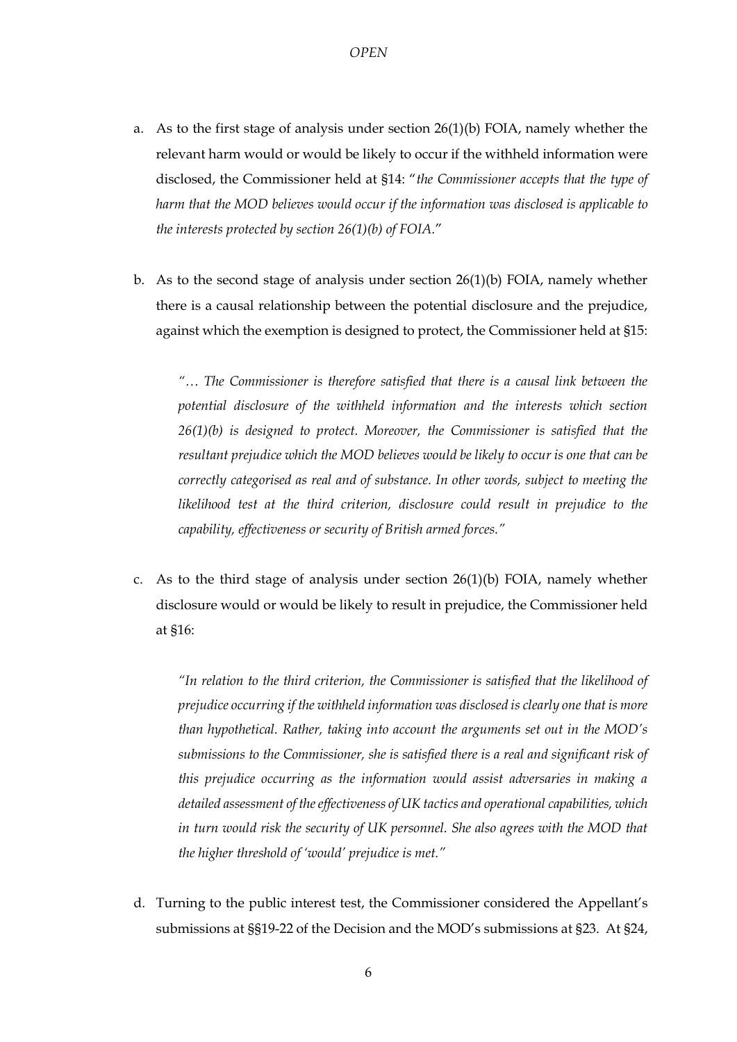a. As to the first stage of analysis under section 26(1)(b) FOIA, namely whether the relevant harm would or would be likely to occur if the withheld information were disclosed, the Commissioner held at §14: "*the Commissioner accepts that the type of harm that the MOD believes would occur if the information was disclosed is applicable to the interests protected by section 26(1)(b) of FOIA.*"

b. As to the second stage of analysis under section 26(1)(b) FOIA, namely whether there is a causal relationship between the potential disclosure and the prejudice, against which the exemption is designed to protect, the Commissioner held at §15:

   *"… The Commissioner is therefore satisfied that there is a causal link between the potential disclosure of the withheld information and the interests which section 26(1)(b) is designed to protect. Moreover, the Commissioner is satisfied that the resultant prejudice which the MOD believes would be likely to occur is one that can be correctly categorised as real and of substance. In other words, subject to meeting the likelihood test at the third criterion, disclosure could result in prejudice to the capability, effectiveness or security of British armed forces."*

c. As to the third stage of analysis under section 26(1)(b) FOIA, namely whether disclosure would or would be likely to result in prejudice, the Commissioner held at §16:

   *"In relation to the third criterion, the Commissioner is satisfied that the likelihood of prejudice occurring if the withheld information was disclosed is clearly one that is more than hypothetical. Rather, taking into account the arguments set out in the MOD's submissions to the Commissioner, she is satisfied there is a real and significant risk of this prejudice occurring as the information would assist adversaries in making a detailed assessment of the effectiveness of UK tactics and operational capabilities, which in turn would risk the security of UK personnel. She also agrees with the MOD that the higher threshold of 'would' prejudice is met."*

d. Turning to the public interest test, the Commissioner considered the Appellant's submissions at §§19-22 of the Decision and the MOD's submissions at §23. At §24,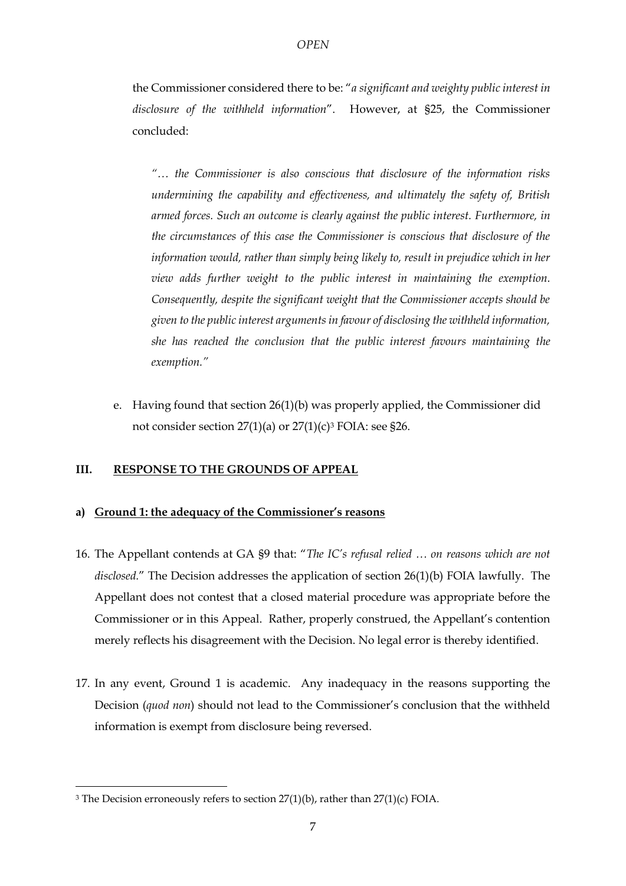the Commissioner considered there to be: "*a significant and weighty public interest in disclosure of the withheld information*". However, at §25, the Commissioner concluded:

> *"… the Commissioner is also conscious that disclosure of the information risks undermining the capability and effectiveness, and ultimately the safety of, British armed forces. Such an outcome is clearly against the public interest. Furthermore, in the circumstances of this case the Commissioner is conscious that disclosure of the information would, rather than simply being likely to, result in prejudice which in her view adds further weight to the public interest in maintaining the exemption. Consequently, despite the significant weight that the Commissioner accepts should be given to the public interest arguments in favour of disclosing the withheld information, she has reached the conclusion that the public interest favours maintaining the exemption."*

e. Having found that section 26(1)(b) was properly applied, the Commissioner did not consider section 27(1)(a) or 27(1)(c)[3] FOIA: see §26.

## III. RESPONSE TO THE GROUNDS OF APPEAL

### a) Ground 1: the adequacy of the Commissioner's reasons

16. The Appellant contends at GA §9 that: "*The IC's refusal relied … on reasons which are not disclosed.*" The Decision addresses the application of section 26(1)(b) FOIA lawfully. The Appellant does not contest that a closed material procedure was appropriate before the Commissioner or in this Appeal. Rather, properly construed, the Appellant's contention merely reflects his disagreement with the Decision. No legal error is thereby identified.

17. In any event, Ground 1 is academic. Any inadequacy in the reasons supporting the Decision (*quod non*) should not lead to the Commissioner's conclusion that the withheld information is exempt from disclosure being reversed.

---

[3] The Decision erroneously refers to section 27(1)(b), rather than 27(1)(c) FOIA.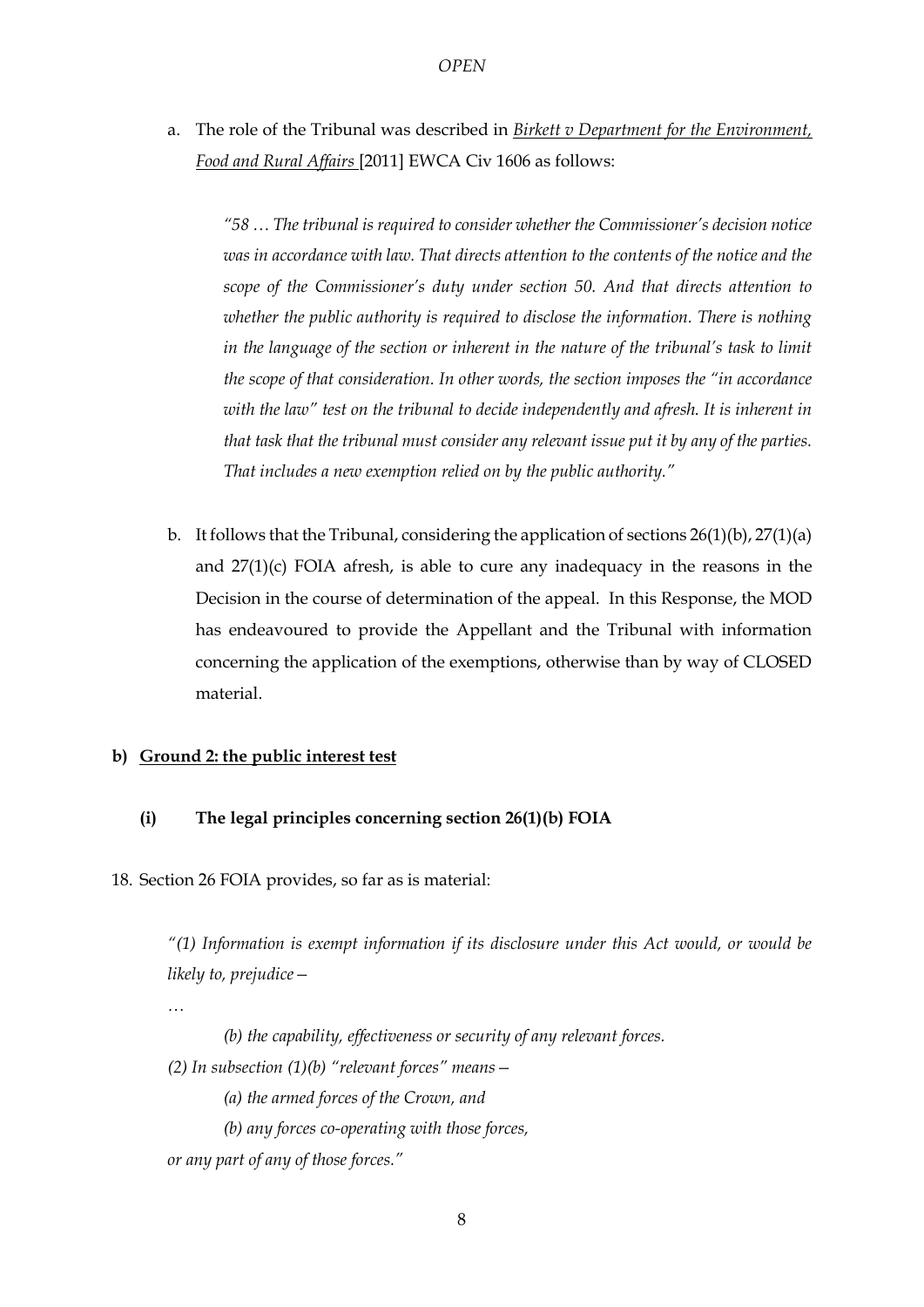a. The role of the Tribunal was described in *Birkett v Department for the Environment, Food and Rural Affairs* [2011] EWCA Civ 1606 as follows:

> *"58 … The tribunal is required to consider whether the Commissioner's decision notice was in accordance with law. That directs attention to the contents of the notice and the scope of the Commissioner's duty under section 50. And that directs attention to whether the public authority is required to disclose the information. There is nothing in the language of the section or inherent in the nature of the tribunal's task to limit the scope of that consideration. In other words, the section imposes the "in accordance with the law" test on the tribunal to decide independently and afresh. It is inherent in that task that the tribunal must consider any relevant issue put it by any of the parties. That includes a new exemption relied on by the public authority."*

b. It follows that the Tribunal, considering the application of sections 26(1)(b), 27(1)(a) and 27(1)(c) FOIA afresh, is able to cure any inadequacy in the reasons in the Decision in the course of determination of the appeal. In this Response, the MOD has endeavoured to provide the Appellant and the Tribunal with information concerning the application of the exemptions, otherwise than by way of CLOSED material.

### b) Ground 2: the public interest test

#### (i) The legal principles concerning section 26(1)(b) FOIA

18. Section 26 FOIA provides, so far as is material:

> *"(1) Information is exempt information if its disclosure under this Act would, or would be likely to, prejudice—*
>
> *…*
>
> *(b) the capability, effectiveness or security of any relevant forces.*
>
> *(2) In subsection (1)(b) "relevant forces" means—*
>
> *(a) the armed forces of the Crown, and*
>
> *(b) any forces co-operating with those forces,*
>
> *or any part of any of those forces."*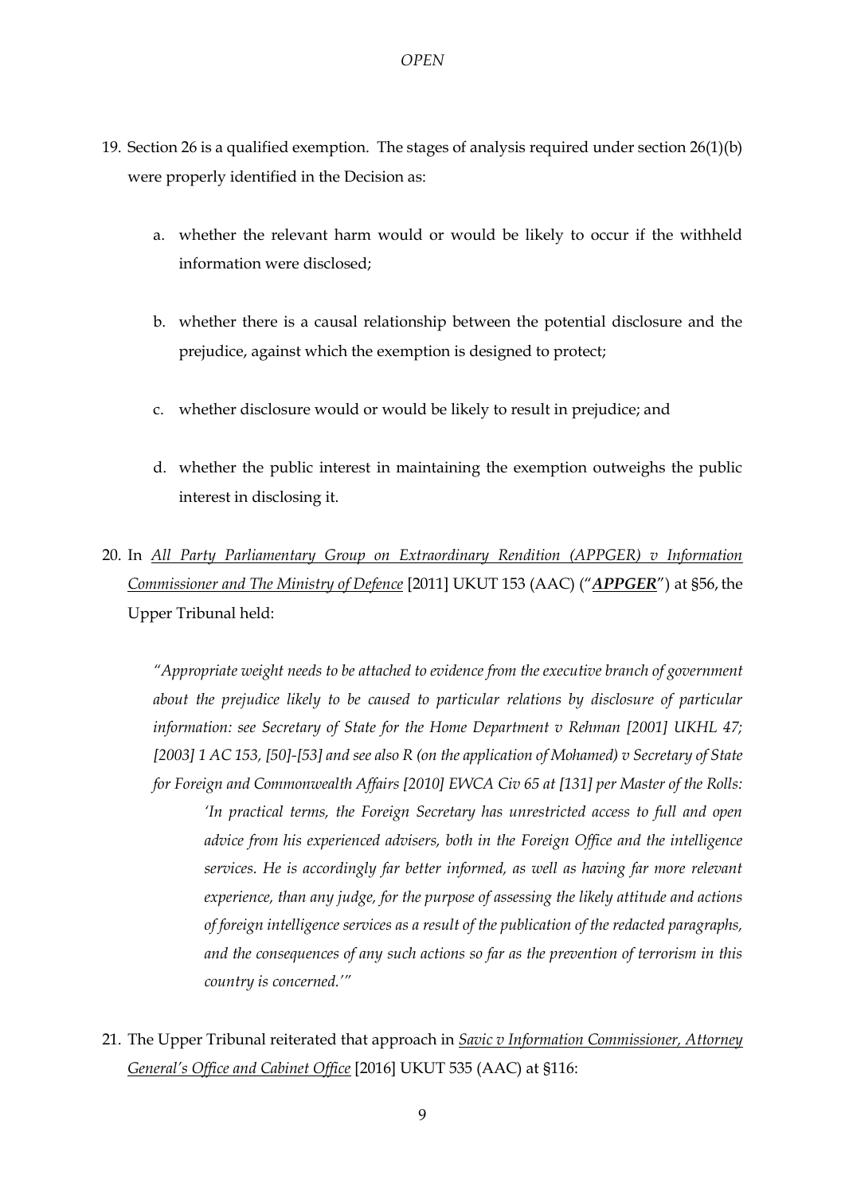19. Section 26 is a qualified exemption. The stages of analysis required under section 26(1)(b) were properly identified in the Decision as:

    a. whether the relevant harm would or would be likely to occur if the withheld information were disclosed;

    b. whether there is a causal relationship between the potential disclosure and the prejudice, against which the exemption is designed to protect;

    c. whether disclosure would or would be likely to result in prejudice; and

    d. whether the public interest in maintaining the exemption outweighs the public interest in disclosing it.

20. In *All Party Parliamentary Group on Extraordinary Rendition (APPGER) v Information Commissioner and The Ministry of Defence* [2011] UKUT 153 (AAC) ("***APPGER***") at §56, the Upper Tribunal held:

    *"Appropriate weight needs to be attached to evidence from the executive branch of government about the prejudice likely to be caused to particular relations by disclosure of particular information: see Secretary of State for the Home Department v Rehman [2001] UKHL 47; [2003] 1 AC 153, [50]-[53] and see also R (on the application of Mohamed) v Secretary of State for Foreign and Commonwealth Affairs [2010] EWCA Civ 65 at [131] per Master of the Rolls:*

    > *'In practical terms, the Foreign Secretary has unrestricted access to full and open advice from his experienced advisers, both in the Foreign Office and the intelligence services. He is accordingly far better informed, as well as having far more relevant experience, than any judge, for the purpose of assessing the likely attitude and actions of foreign intelligence services as a result of the publication of the redacted paragraphs, and the consequences of any such actions so far as the prevention of terrorism in this country is concerned.'"*

21. The Upper Tribunal reiterated that approach in *Savic v Information Commissioner, Attorney General's Office and Cabinet Office* [2016] UKUT 535 (AAC) at §116: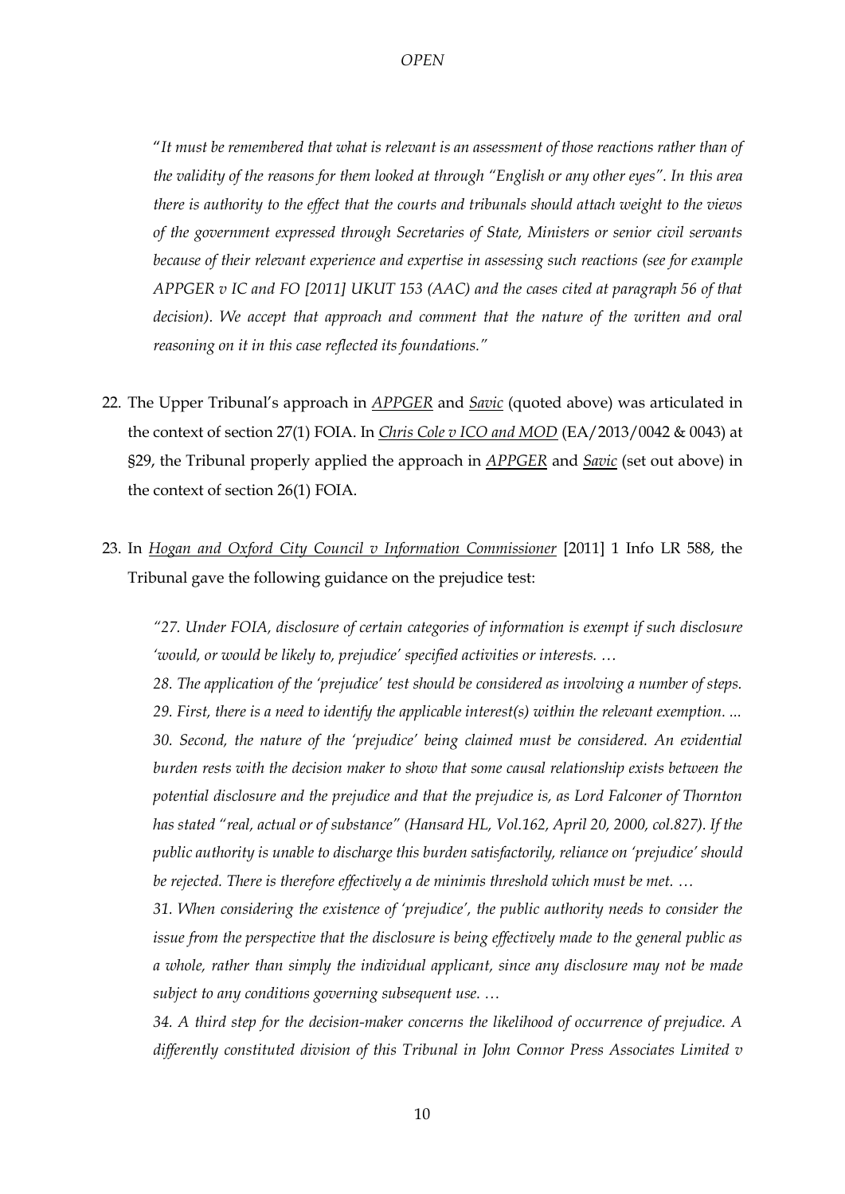"*It must be remembered that what is relevant is an assessment of those reactions rather than of the validity of the reasons for them looked at through "English or any other eyes". In this area there is authority to the effect that the courts and tribunals should attach weight to the views of the government expressed through Secretaries of State, Ministers or senior civil servants because of their relevant experience and expertise in assessing such reactions (see for example APPGER v IC and FO [2011] UKUT 153 (AAC) and the cases cited at paragraph 56 of that decision). We accept that approach and comment that the nature of the written and oral reasoning on it in this case reflected its foundations.*"

22. The Upper Tribunal's approach in *APPGER* and *Savic* (quoted above) was articulated in the context of section 27(1) FOIA. In *Chris Cole v ICO and MOD* (EA/2013/0042 & 0043) at §29, the Tribunal properly applied the approach in *APPGER* and *Savic* (set out above) in the context of section 26(1) FOIA.

23. In *Hogan and Oxford City Council v Information Commissioner* [2011] 1 Info LR 588, the Tribunal gave the following guidance on the prejudice test:

    *"27. Under FOIA, disclosure of certain categories of information is exempt if such disclosure 'would, or would be likely to, prejudice' specified activities or interests. …*

    *28. The application of the 'prejudice' test should be considered as involving a number of steps.*

    *29. First, there is a need to identify the applicable interest(s) within the relevant exemption. ...*

    *30. Second, the nature of the 'prejudice' being claimed must be considered. An evidential burden rests with the decision maker to show that some causal relationship exists between the potential disclosure and the prejudice and that the prejudice is, as Lord Falconer of Thornton has stated "real, actual or of substance" (Hansard HL, Vol.162, April 20, 2000, col.827). If the public authority is unable to discharge this burden satisfactorily, reliance on 'prejudice' should be rejected. There is therefore effectively a de minimis threshold which must be met. …*

    *31. When considering the existence of 'prejudice', the public authority needs to consider the issue from the perspective that the disclosure is being effectively made to the general public as a whole, rather than simply the individual applicant, since any disclosure may not be made subject to any conditions governing subsequent use. …*

    *34. A third step for the decision-maker concerns the likelihood of occurrence of prejudice. A differently constituted division of this Tribunal in John Connor Press Associates Limited v*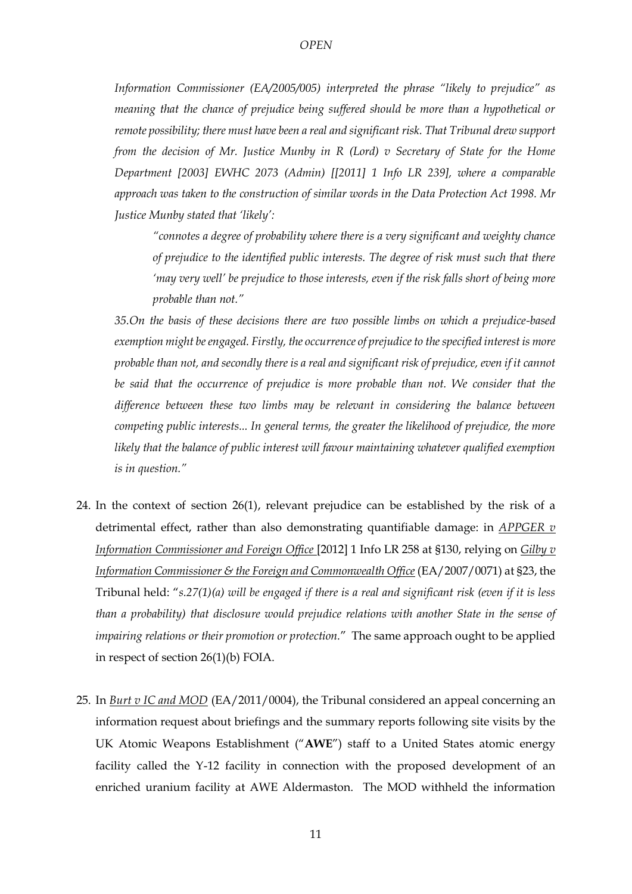*Information Commissioner (EA/2005/005) interpreted the phrase "likely to prejudice" as meaning that the chance of prejudice being suffered should be more than a hypothetical or remote possibility; there must have been a real and significant risk. That Tribunal drew support from the decision of Mr. Justice Munby in R (Lord) v Secretary of State for the Home Department [2003] EWHC 2073 (Admin) [[2011] 1 Info LR 239], where a comparable approach was taken to the construction of similar words in the Data Protection Act 1998. Mr Justice Munby stated that 'likely':*

> *"connotes a degree of probability where there is a very significant and weighty chance of prejudice to the identified public interests. The degree of risk must such that there 'may very well' be prejudice to those interests, even if the risk falls short of being more probable than not."*

*35.On the basis of these decisions there are two possible limbs on which a prejudice-based exemption might be engaged. Firstly, the occurrence of prejudice to the specified interest is more probable than not, and secondly there is a real and significant risk of prejudice, even if it cannot be said that the occurrence of prejudice is more probable than not. We consider that the difference between these two limbs may be relevant in considering the balance between competing public interests... In general terms, the greater the likelihood of prejudice, the more likely that the balance of public interest will favour maintaining whatever qualified exemption is in question."*

24. In the context of section 26(1), relevant prejudice can be established by the risk of a detrimental effect, rather than also demonstrating quantifiable damage: in *APPGER v Information Commissioner and Foreign Office* [2012] 1 Info LR 258 at §130, relying on *Gilby v Information Commissioner & the Foreign and Commonwealth Office* (EA/2007/0071) at §23, the Tribunal held: "*s.27(1)(a) will be engaged if there is a real and significant risk (even if it is less than a probability) that disclosure would prejudice relations with another State in the sense of impairing relations or their promotion or protection.*" The same approach ought to be applied in respect of section 26(1)(b) FOIA.

25. In *Burt v IC and MOD* (EA/2011/0004), the Tribunal considered an appeal concerning an information request about briefings and the summary reports following site visits by the UK Atomic Weapons Establishment ("**AWE**") staff to a United States atomic energy facility called the Y-12 facility in connection with the proposed development of an enriched uranium facility at AWE Aldermaston. The MOD withheld the information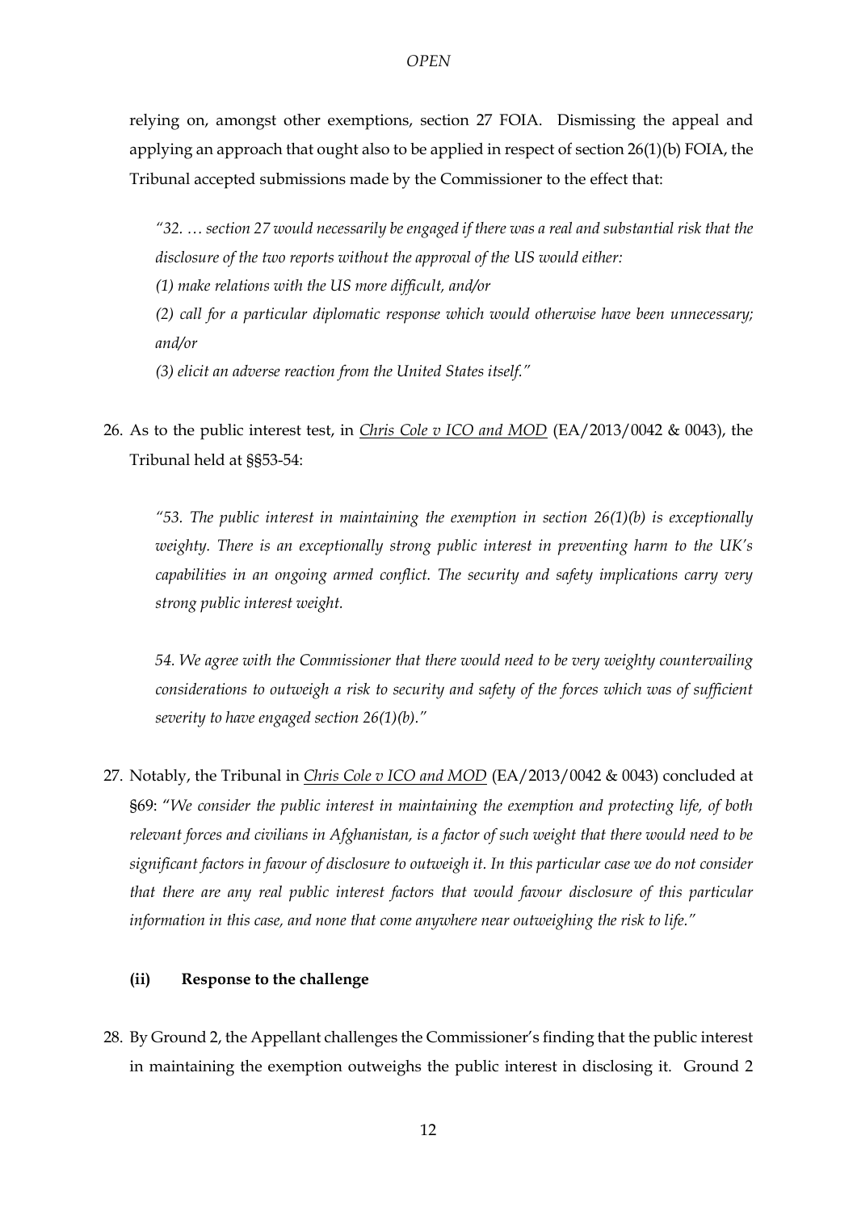relying on, amongst other exemptions, section 27 FOIA. Dismissing the appeal and applying an approach that ought also to be applied in respect of section 26(1)(b) FOIA, the Tribunal accepted submissions made by the Commissioner to the effect that:

> *"32. … section 27 would necessarily be engaged if there was a real and substantial risk that the disclosure of the two reports without the approval of the US would either:*
>
> *(1) make relations with the US more difficult, and/or*
>
> *(2) call for a particular diplomatic response which would otherwise have been unnecessary; and/or*
>
> *(3) elicit an adverse reaction from the United States itself."*

26. As to the public interest test, in <u>*Chris Cole v ICO and MOD*</u> (EA/2013/0042 & 0043), the Tribunal held at §§53-54:

> *"53. The public interest in maintaining the exemption in section 26(1)(b) is exceptionally weighty. There is an exceptionally strong public interest in preventing harm to the UK's capabilities in an ongoing armed conflict. The security and safety implications carry very strong public interest weight.*
>
> *54. We agree with the Commissioner that there would need to be very weighty countervailing considerations to outweigh a risk to security and safety of the forces which was of sufficient severity to have engaged section 26(1)(b)."*

27. Notably, the Tribunal in <u>*Chris Cole v ICO and MOD*</u> (EA/2013/0042 & 0043) concluded at §69: "*We consider the public interest in maintaining the exemption and protecting life, of both relevant forces and civilians in Afghanistan, is a factor of such weight that there would need to be significant factors in favour of disclosure to outweigh it. In this particular case we do not consider that there are any real public interest factors that would favour disclosure of this particular information in this case, and none that come anywhere near outweighing the risk to life.*"

**(ii) Response to the challenge**

28. By Ground 2, the Appellant challenges the Commissioner's finding that the public interest in maintaining the exemption outweighs the public interest in disclosing it. Ground 2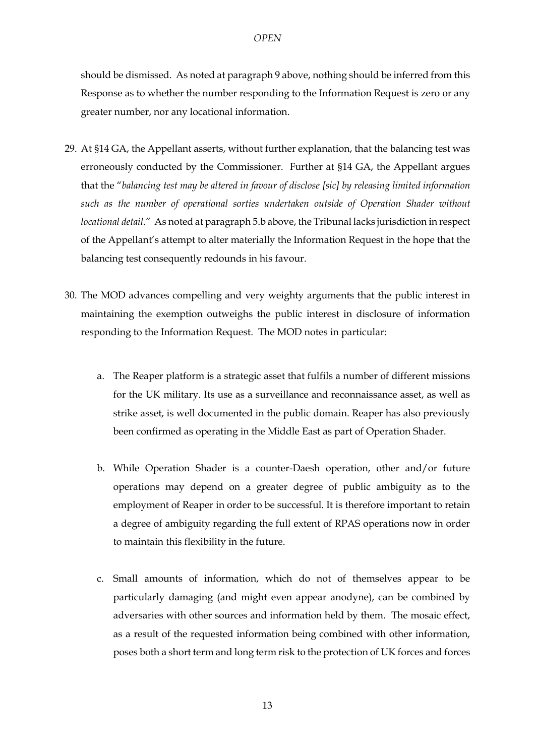should be dismissed. As noted at paragraph 9 above, nothing should be inferred from this Response as to whether the number responding to the Information Request is zero or any greater number, nor any locational information.

29. At §14 GA, the Appellant asserts, without further explanation, that the balancing test was erroneously conducted by the Commissioner. Further at §14 GA, the Appellant argues that the "*balancing test may be altered in favour of disclose [sic] by releasing limited information such as the number of operational sorties undertaken outside of Operation Shader without locational detail*." As noted at paragraph 5.b above, the Tribunal lacks jurisdiction in respect of the Appellant's attempt to alter materially the Information Request in the hope that the balancing test consequently redounds in his favour.

30. The MOD advances compelling and very weighty arguments that the public interest in maintaining the exemption outweighs the public interest in disclosure of information responding to the Information Request. The MOD notes in particular:

    a. The Reaper platform is a strategic asset that fulfils a number of different missions for the UK military. Its use as a surveillance and reconnaissance asset, as well as strike asset, is well documented in the public domain. Reaper has also previously been confirmed as operating in the Middle East as part of Operation Shader.

    b. While Operation Shader is a counter-Daesh operation, other and/or future operations may depend on a greater degree of public ambiguity as to the employment of Reaper in order to be successful. It is therefore important to retain a degree of ambiguity regarding the full extent of RPAS operations now in order to maintain this flexibility in the future.

    c. Small amounts of information, which do not of themselves appear to be particularly damaging (and might even appear anodyne), can be combined by adversaries with other sources and information held by them. The mosaic effect, as a result of the requested information being combined with other information, poses both a short term and long term risk to the protection of UK forces and forces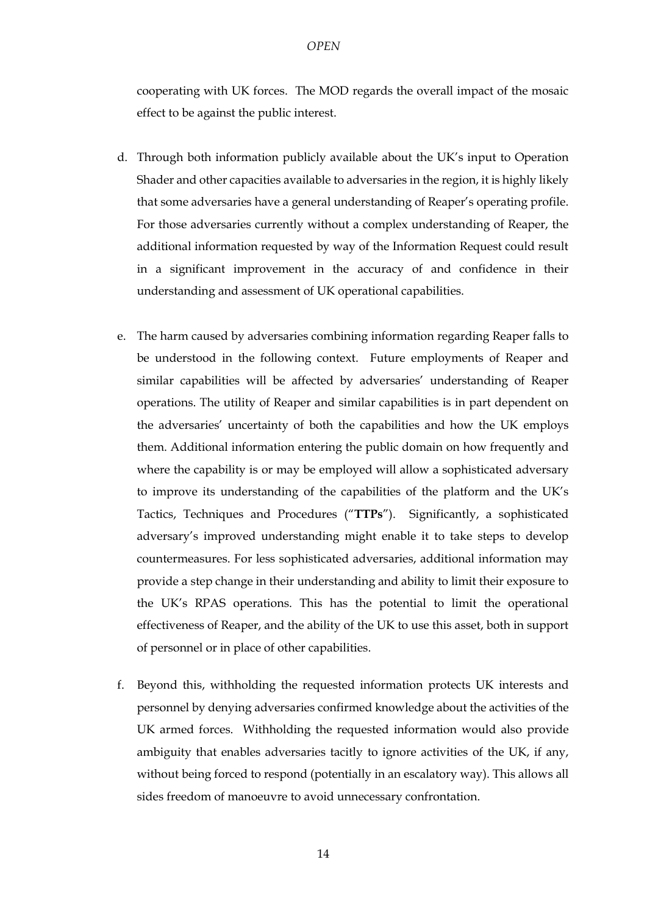cooperating with UK forces. The MOD regards the overall impact of the mosaic effect to be against the public interest.

d. Through both information publicly available about the UK's input to Operation Shader and other capacities available to adversaries in the region, it is highly likely that some adversaries have a general understanding of Reaper's operating profile. For those adversaries currently without a complex understanding of Reaper, the additional information requested by way of the Information Request could result in a significant improvement in the accuracy of and confidence in their understanding and assessment of UK operational capabilities.

e. The harm caused by adversaries combining information regarding Reaper falls to be understood in the following context. Future employments of Reaper and similar capabilities will be affected by adversaries' understanding of Reaper operations. The utility of Reaper and similar capabilities is in part dependent on the adversaries' uncertainty of both the capabilities and how the UK employs them. Additional information entering the public domain on how frequently and where the capability is or may be employed will allow a sophisticated adversary to improve its understanding of the capabilities of the platform and the UK's Tactics, Techniques and Procedures ("**TTPs**"). Significantly, a sophisticated adversary's improved understanding might enable it to take steps to develop countermeasures. For less sophisticated adversaries, additional information may provide a step change in their understanding and ability to limit their exposure to the UK's RPAS operations. This has the potential to limit the operational effectiveness of Reaper, and the ability of the UK to use this asset, both in support of personnel or in place of other capabilities.

f. Beyond this, withholding the requested information protects UK interests and personnel by denying adversaries confirmed knowledge about the activities of the UK armed forces. Withholding the requested information would also provide ambiguity that enables adversaries tacitly to ignore activities of the UK, if any, without being forced to respond (potentially in an escalatory way). This allows all sides freedom of manoeuvre to avoid unnecessary confrontation.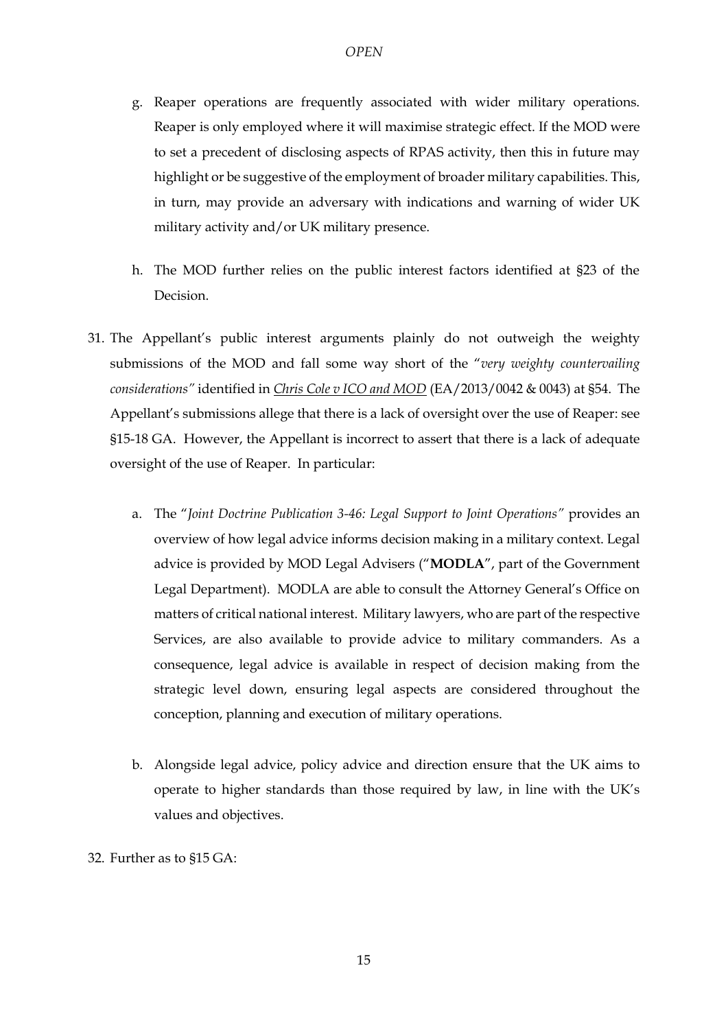g. Reaper operations are frequently associated with wider military operations. Reaper is only employed where it will maximise strategic effect. If the MOD were to set a precedent of disclosing aspects of RPAS activity, then this in future may highlight or be suggestive of the employment of broader military capabilities. This, in turn, may provide an adversary with indications and warning of wider UK military activity and/or UK military presence.

h. The MOD further relies on the public interest factors identified at §23 of the Decision.

31. The Appellant's public interest arguments plainly do not outweigh the weighty submissions of the MOD and fall some way short of the "*very weighty countervailing considerations*" identified in Chris Cole v ICO and MOD (EA/2013/0042 & 0043) at §54. The Appellant's submissions allege that there is a lack of oversight over the use of Reaper: see §15-18 GA. However, the Appellant is incorrect to assert that there is a lack of adequate oversight of the use of Reaper. In particular:

    a. The "*Joint Doctrine Publication 3-46: Legal Support to Joint Operations*" provides an overview of how legal advice informs decision making in a military context. Legal advice is provided by MOD Legal Advisers ("**MODLA**", part of the Government Legal Department). MODLA are able to consult the Attorney General's Office on matters of critical national interest. Military lawyers, who are part of the respective Services, are also available to provide advice to military commanders. As a consequence, legal advice is available in respect of decision making from the strategic level down, ensuring legal aspects are considered throughout the conception, planning and execution of military operations.

    b. Alongside legal advice, policy advice and direction ensure that the UK aims to operate to higher standards than those required by law, in line with the UK's values and objectives.

32. Further as to §15 GA: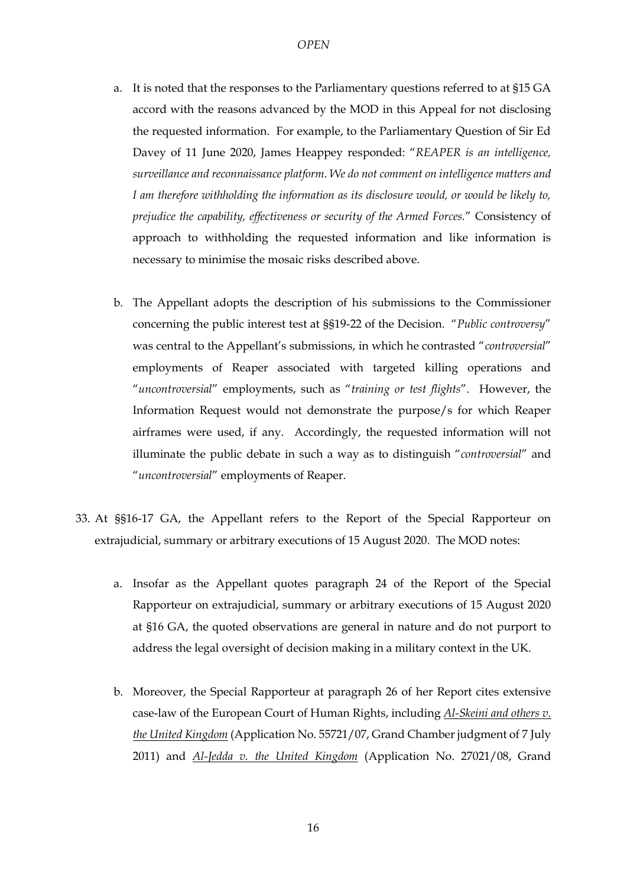a. It is noted that the responses to the Parliamentary questions referred to at §15 GA accord with the reasons advanced by the MOD in this Appeal for not disclosing the requested information. For example, to the Parliamentary Question of Sir Ed Davey of 11 June 2020, James Heappey responded: "*REAPER is an intelligence, surveillance and reconnaissance platform. We do not comment on intelligence matters and I am therefore withholding the information as its disclosure would, or would be likely to, prejudice the capability, effectiveness or security of the Armed Forces.*" Consistency of approach to withholding the requested information and like information is necessary to minimise the mosaic risks described above.

b. The Appellant adopts the description of his submissions to the Commissioner concerning the public interest test at §§19-22 of the Decision. "*Public controversy*" was central to the Appellant's submissions, in which he contrasted "*controversial*" employments of Reaper associated with targeted killing operations and "*uncontroversial*" employments, such as "*training or test flights*". However, the Information Request would not demonstrate the purpose/s for which Reaper airframes were used, if any. Accordingly, the requested information will not illuminate the public debate in such a way as to distinguish "*controversial*" and "*uncontroversial*" employments of Reaper.

33. At §§16-17 GA, the Appellant refers to the Report of the Special Rapporteur on extrajudicial, summary or arbitrary executions of 15 August 2020. The MOD notes:

a. Insofar as the Appellant quotes paragraph 24 of the Report of the Special Rapporteur on extrajudicial, summary or arbitrary executions of 15 August 2020 at §16 GA, the quoted observations are general in nature and do not purport to address the legal oversight of decision making in a military context in the UK.

b. Moreover, the Special Rapporteur at paragraph 26 of her Report cites extensive case-law of the European Court of Human Rights, including *Al-Skeini and others v. the United Kingdom* (Application No. 55721/07, Grand Chamber judgment of 7 July 2011) and *Al-Jedda v. the United Kingdom* (Application No. 27021/08, Grand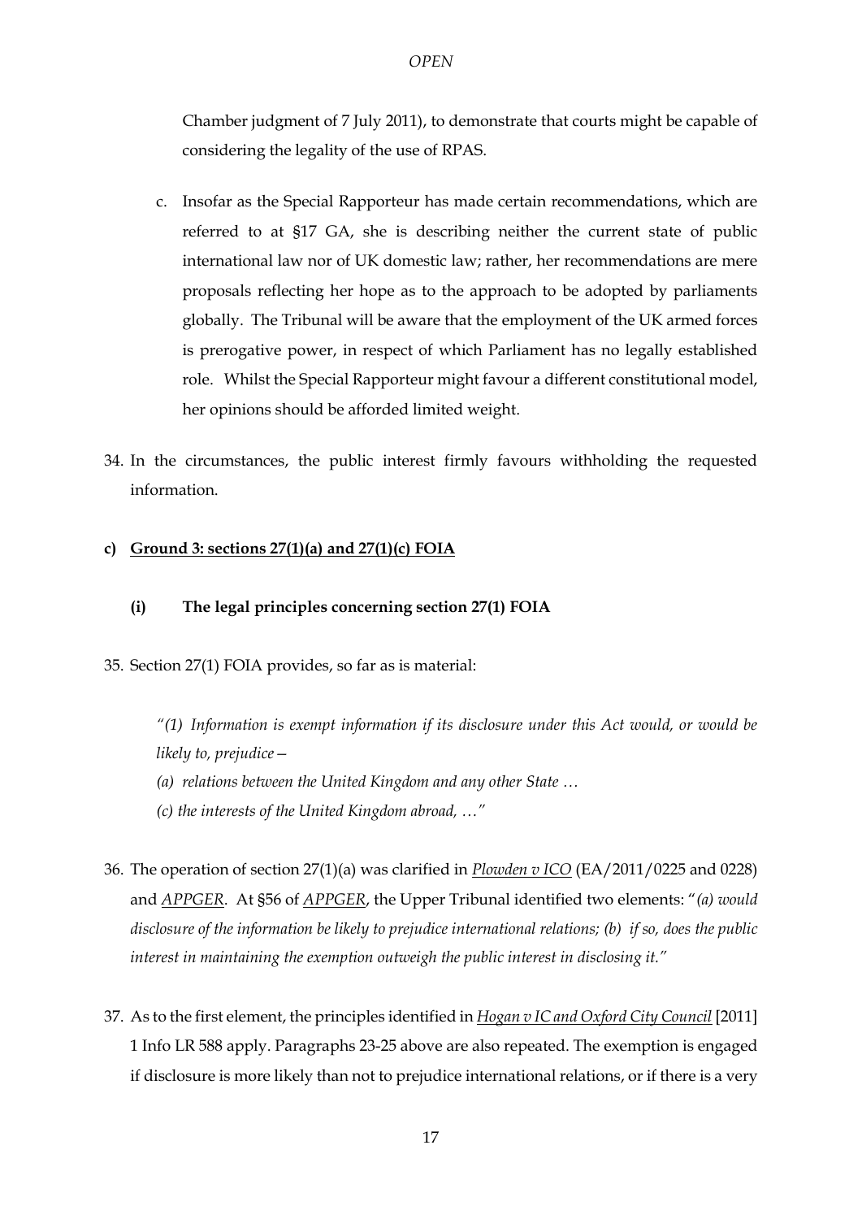Chamber judgment of 7 July 2011), to demonstrate that courts might be capable of considering the legality of the use of RPAS.

c. Insofar as the Special Rapporteur has made certain recommendations, which are referred to at §17 GA, she is describing neither the current state of public international law nor of UK domestic law; rather, her recommendations are mere proposals reflecting her hope as to the approach to be adopted by parliaments globally. The Tribunal will be aware that the employment of the UK armed forces is prerogative power, in respect of which Parliament has no legally established role. Whilst the Special Rapporteur might favour a different constitutional model, her opinions should be afforded limited weight.

34. In the circumstances, the public interest firmly favours withholding the requested information.

**c) <u>Ground 3: sections 27(1)(a) and 27(1)(c) FOIA</u>**

**(i) The legal principles concerning section 27(1) FOIA**

35. Section 27(1) FOIA provides, so far as is material:

> *"(1) Information is exempt information if its disclosure under this Act would, or would be likely to, prejudice—*
>
> *(a) relations between the United Kingdom and any other State …*
>
> *(c) the interests of the United Kingdom abroad, …"*

36. The operation of section 27(1)(a) was clarified in <u>*Plowden v ICO*</u> (EA/2011/0225 and 0228) and <u>*APPGER*</u>. At §56 of <u>*APPGER*</u>, the Upper Tribunal identified two elements: "*(a) would disclosure of the information be likely to prejudice international relations; (b) if so, does the public interest in maintaining the exemption outweigh the public interest in disclosing it.*"

37. As to the first element, the principles identified in <u>*Hogan v IC and Oxford City Council*</u> [2011] 1 Info LR 588 apply. Paragraphs 23-25 above are also repeated. The exemption is engaged if disclosure is more likely than not to prejudice international relations, or if there is a very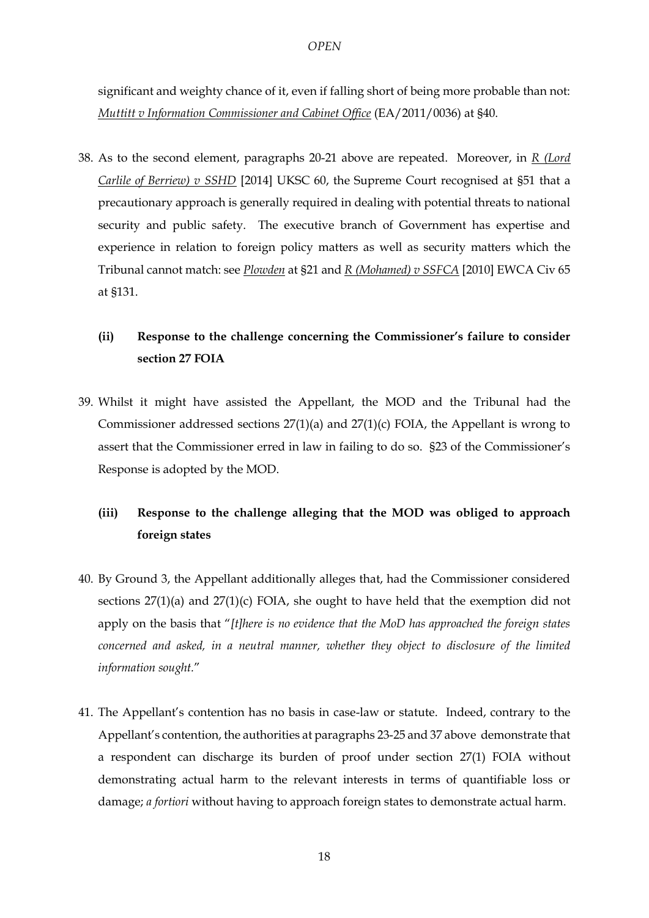significant and weighty chance of it, even if falling short of being more probable than not: *Muttitt v Information Commissioner and Cabinet Office* (EA/2011/0036) at §40.

38. As to the second element, paragraphs 20-21 above are repeated. Moreover, in *R (Lord Carlile of Berriew) v SSHD* [2014] UKSC 60, the Supreme Court recognised at §51 that a precautionary approach is generally required in dealing with potential threats to national security and public safety. The executive branch of Government has expertise and experience in relation to foreign policy matters as well as security matters which the Tribunal cannot match: see *Plowden* at §21 and *R (Mohamed) v SSFCA* [2010] EWCA Civ 65 at §131.

### (ii) Response to the challenge concerning the Commissioner's failure to consider section 27 FOIA

39. Whilst it might have assisted the Appellant, the MOD and the Tribunal had the Commissioner addressed sections 27(1)(a) and 27(1)(c) FOIA, the Appellant is wrong to assert that the Commissioner erred in law in failing to do so. §23 of the Commissioner's Response is adopted by the MOD.

### (iii) Response to the challenge alleging that the MOD was obliged to approach foreign states

40. By Ground 3, the Appellant additionally alleges that, had the Commissioner considered sections 27(1)(a) and 27(1)(c) FOIA, she ought to have held that the exemption did not apply on the basis that "*[t]here is no evidence that the MoD has approached the foreign states concerned and asked, in a neutral manner, whether they object to disclosure of the limited information sought.*"

41. The Appellant's contention has no basis in case-law or statute. Indeed, contrary to the Appellant's contention, the authorities at paragraphs 23-25 and 37 above demonstrate that a respondent can discharge its burden of proof under section 27(1) FOIA without demonstrating actual harm to the relevant interests in terms of quantifiable loss or damage; *a fortiori* without having to approach foreign states to demonstrate actual harm.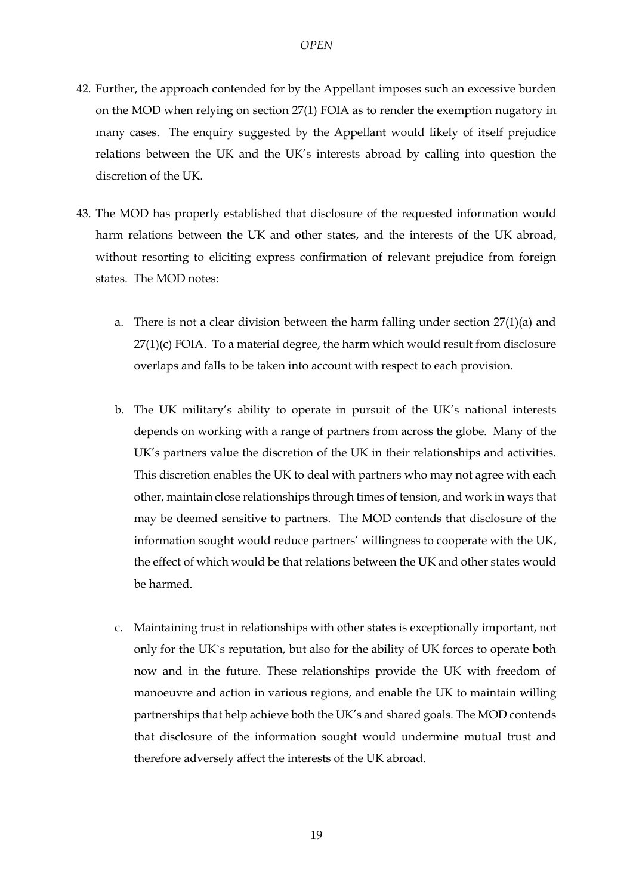42. Further, the approach contended for by the Appellant imposes such an excessive burden on the MOD when relying on section 27(1) FOIA as to render the exemption nugatory in many cases. The enquiry suggested by the Appellant would likely of itself prejudice relations between the UK and the UK's interests abroad by calling into question the discretion of the UK.

43. The MOD has properly established that disclosure of the requested information would harm relations between the UK and other states, and the interests of the UK abroad, without resorting to eliciting express confirmation of relevant prejudice from foreign states. The MOD notes:

    a. There is not a clear division between the harm falling under section 27(1)(a) and 27(1)(c) FOIA. To a material degree, the harm which would result from disclosure overlaps and falls to be taken into account with respect to each provision.

    b. The UK military's ability to operate in pursuit of the UK's national interests depends on working with a range of partners from across the globe. Many of the UK's partners value the discretion of the UK in their relationships and activities. This discretion enables the UK to deal with partners who may not agree with each other, maintain close relationships through times of tension, and work in ways that may be deemed sensitive to partners. The MOD contends that disclosure of the information sought would reduce partners' willingness to cooperate with the UK, the effect of which would be that relations between the UK and other states would be harmed.

    c. Maintaining trust in relationships with other states is exceptionally important, not only for the UK`s reputation, but also for the ability of UK forces to operate both now and in the future. These relationships provide the UK with freedom of manoeuvre and action in various regions, and enable the UK to maintain willing partnerships that help achieve both the UK's and shared goals. The MOD contends that disclosure of the information sought would undermine mutual trust and therefore adversely affect the interests of the UK abroad.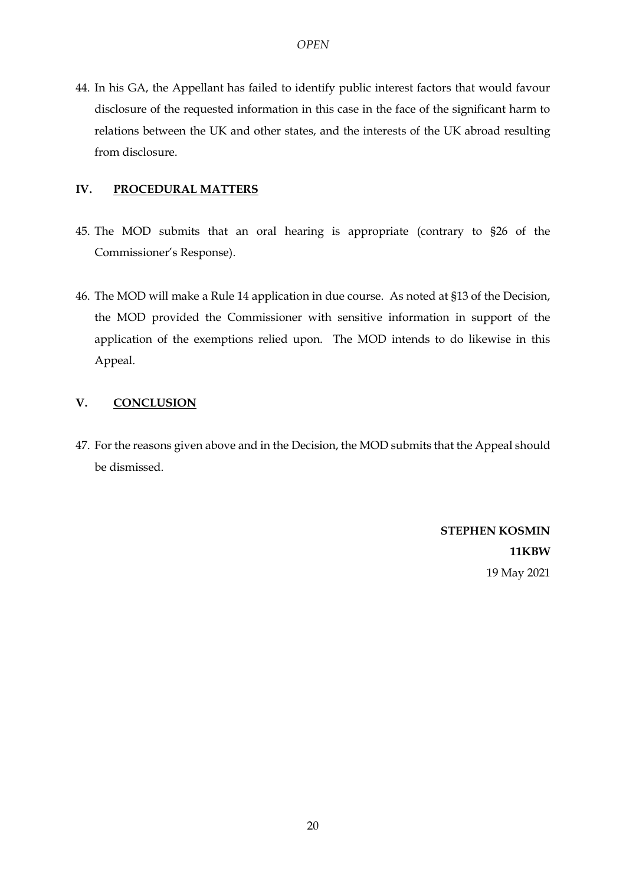44. In his GA, the Appellant has failed to identify public interest factors that would favour disclosure of the requested information in this case in the face of the significant harm to relations between the UK and other states, and the interests of the UK abroad resulting from disclosure.

## IV. PROCEDURAL MATTERS

45. The MOD submits that an oral hearing is appropriate (contrary to §26 of the Commissioner's Response).

46. The MOD will make a Rule 14 application in due course. As noted at §13 of the Decision, the MOD provided the Commissioner with sensitive information in support of the application of the exemptions relied upon. The MOD intends to do likewise in this Appeal.

## V. CONCLUSION

47. For the reasons given above and in the Decision, the MOD submits that the Appeal should be dismissed.

**STEPHEN KOSMIN**

**11KBW**

19 May 2021